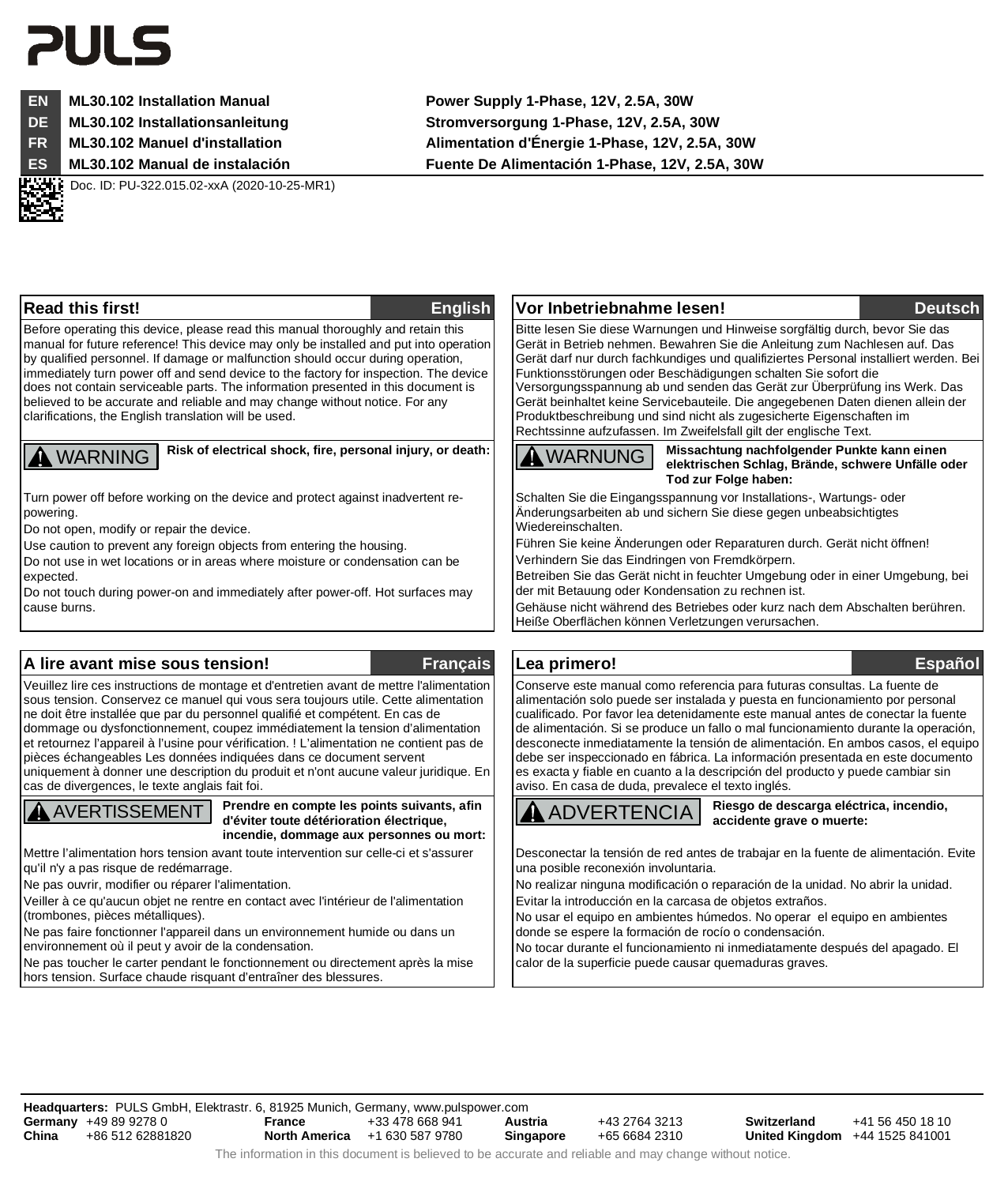# PULS

| | | |
|---|---|---|
| **EN** | **ML30.102 Installation Manual** | **Power Supply 1-Phase, 12V, 2.5A, 30W** |
| **DE** | **ML30.102 Installationsanleitung** | **Stromversorgung 1-Phase, 12V, 2.5A, 30W** |
| **FR** | **ML30.102 Manuel d'installation** | **Alimentation d'Énergie 1-Phase, 12V, 2.5A, 30W** |
| **ES** | **ML30.102 Manual de instalación** | **Fuente De Alimentación 1-Phase, 12V, 2.5A, 30W** |

Doc. ID: PU-322.015.02-xxA (2020-10-25-MR1)

## Read this first! — English

Before operating this device, please read this manual thoroughly and retain this manual for future reference! This device may only be installed and put into operation by qualified personnel. If damage or malfunction should occur during operation, immediately turn power off and send device to the factory for inspection. The device does not contain serviceable parts. The information presented in this document is believed to be accurate and reliable and may change without notice. For any clarifications, the English translation will be used.

**⚠ WARNING** **Risk of electrical shock, fire, personal injury, or death:**

Turn power off before working on the device and protect against inadvertent re-powering.

Do not open, modify or repair the device.

Use caution to prevent any foreign objects from entering the housing.

Do not use in wet locations or in areas where moisture or condensation can be expected.

Do not touch during power-on and immediately after power-off. Hot surfaces may cause burns.

## Vor Inbetriebnahme lesen! — Deutsch

Bitte lesen Sie diese Warnungen und Hinweise sorgfältig durch, bevor Sie das Gerät in Betrieb nehmen. Bewahren Sie die Anleitung zum Nachlesen auf. Das Gerät darf nur durch fachkundiges und qualifiziertes Personal installiert werden. Bei Funktionsstörungen oder Beschädigungen schalten Sie sofort die Versorgungsspannung ab und senden das Gerät zur Überprüfung ins Werk. Das Gerät beinhaltet keine Servicebauteile. Die angegebenen Daten dienen allein der Produktbeschreibung und sind nicht als zugesicherte Eigenschaften im Rechtssinne aufzufassen. Im Zweifelsfall gilt der englische Text.

**⚠ WARNUNG** **Missachtung nachfolgender Punkte kann einen elektrischen Schlag, Brände, schwere Unfälle oder Tod zur Folge haben:**

Schalten Sie die Eingangsspannung vor Installations-, Wartungs- oder Änderungsarbeiten ab und sichern Sie diese gegen unbeabsichtigtes Wiedereinschalten.

Führen Sie keine Änderungen oder Reparaturen durch. Gerät nicht öffnen!

Verhindern Sie das Eindringen von Fremdkörpern.

Betreiben Sie das Gerät nicht in feuchter Umgebung oder in einer Umgebung, bei der mit Betauung oder Kondensation zu rechnen ist.

Gehäuse nicht während des Betriebes oder kurz nach dem Abschalten berühren. Heiße Oberflächen können Verletzungen verursachen.

## A lire avant mise sous tension! — Français

Veuillez lire ces instructions de montage et d'entretien avant de mettre l'alimentation sous tension. Conservez ce manuel qui vous sera toujours utile. Cette alimentation ne doit être installée que par du personnel qualifié et compétent. En cas de dommage ou dysfonctionnement, coupez immédiatement la tension d'alimentation et retournez l'appareil à l'usine pour vérification. ! L'alimentation ne contient pas de pièces échangeables Les données indiquées dans ce document servent uniquement à donner une description du produit et n'ont aucune valeur juridique. En cas de divergences, le texte anglais fait foi.

**⚠ AVERTISSEMENT** **Prendre en compte les points suivants, afin d'éviter toute détérioration électrique, incendie, dommage aux personnes ou mort:**

Mettre l'alimentation hors tension avant toute intervention sur celle-ci et s'assurer qu'il n'y a pas risque de redémarrage.

Ne pas ouvrir, modifier ou réparer l'alimentation.

Veiller à ce qu'aucun objet ne rentre en contact avec l'intérieur de l'alimentation (trombones, pièces métalliques).

Ne pas faire fonctionner l'appareil dans un environnement humide ou dans un environnement où il peut y avoir de la condensation.

Ne pas toucher le carter pendant le fonctionnement ou directement après la mise hors tension. Surface chaude risquant d'entraîner des blessures.

## Lea primero! — Español

Conserve este manual como referencia para futuras consultas. La fuente de alimentación solo puede ser instalada y puesta en funcionamiento por personal cualificado. Por favor lea detenidamente este manual antes de conectar la fuente de alimentación. Si se produce un fallo o mal funcionamiento durante la operación, desconecte inmediatamente la tensión de alimentación. En ambos casos, el equipo debe ser inspeccionado en fábrica. La información presentada en este documento es exacta y fiable en cuanto a la descripción del producto y puede cambiar sin aviso. En casa de duda, prevalece el texto inglés.

**⚠ ADVERTENCIA** **Riesgo de descarga eléctrica, incendio, accidente grave o muerte:**

Desconectar la tensión de red antes de trabajar en la fuente de alimentación. Evite una posible reconexión involuntaria.

No realizar ninguna modificación o reparación de la unidad. No abrir la unidad.

Evitar la introducción en la carcasa de objetos extraños.

No usar el equipo en ambientes húmedos. No operar el equipo en ambientes donde se espere la formación de rocío o condensación.

No tocar durante el funcionamiento ni inmediatamente después del apagado. El calor de la superficie puede causar quemaduras graves.

---

**Headquarters:** PULS GmbH, Elektrastr. 6, 81925 Munich, Germany, www.pulspower.com

| | | | | | | | |
|---|---|---|---|---|---|---|---|
| **Germany** | +49 89 9278 0 | **France** | +33 478 668 941 | **Austria** | +43 2764 3213 | **Switzerland** | +41 56 450 18 10 |
| **China** | +86 512 62881820 | **North America** | +1 630 587 9780 | **Singapore** | +65 6684 2310 | **United Kingdom** | +44 1525 841001 |

The information in this document is believed to be accurate and reliable and may change without notice.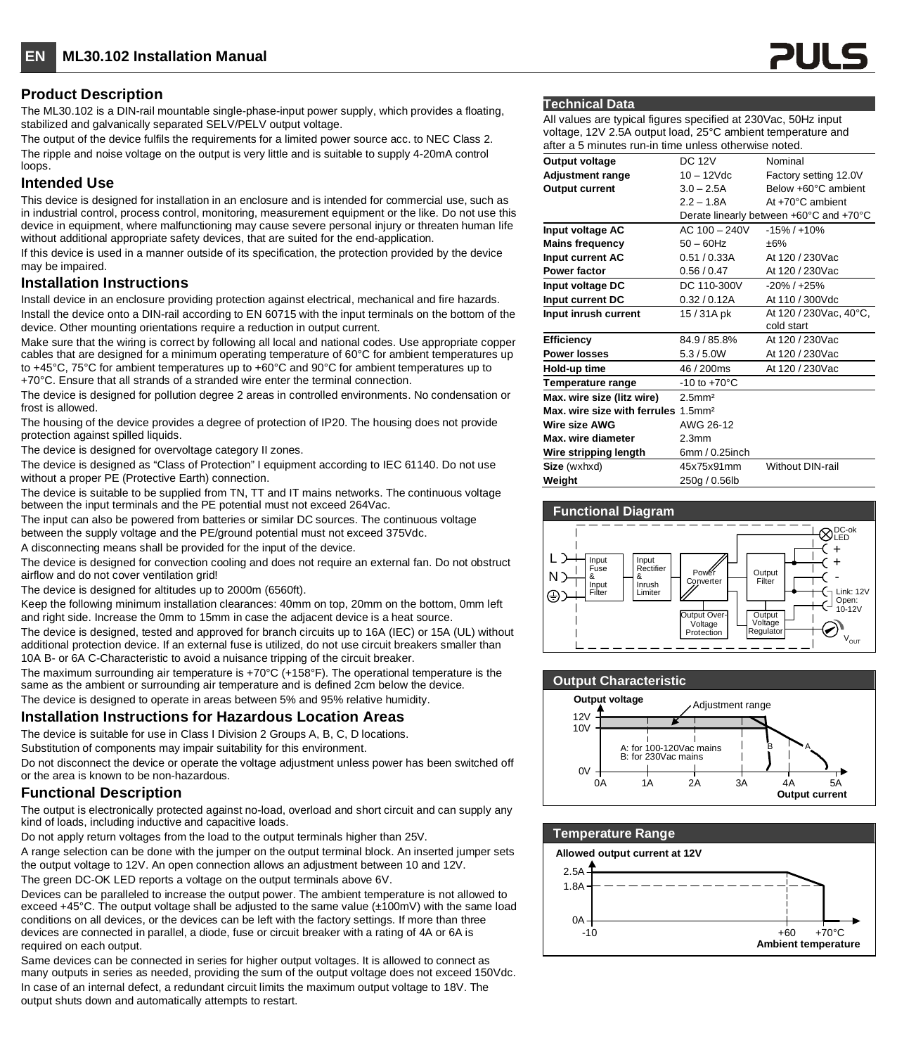# ML30.102 Installation Manual

## Product Description

The ML30.102 is a DIN-rail mountable single-phase-input power supply, which provides a floating, stabilized and galvanically separated SELV/PELV output voltage.

The output of the device fulfils the requirements for a limited power source acc. to NEC Class 2.

The ripple and noise voltage on the output is very little and is suitable to supply 4-20mA control loops.

## Intended Use

This device is designed for installation in an enclosure and is intended for commercial use, such as in industrial control, process control, monitoring, measurement equipment or the like. Do not use this device in equipment, where malfunctioning may cause severe personal injury or threaten human life without additional appropriate safety devices, that are suited for the end-application.

If this device is used in a manner outside of its specification, the protection provided by the device may be impaired.

## Installation Instructions

Install device in an enclosure providing protection against electrical, mechanical and fire hazards.

Install the device onto a DIN-rail according to EN 60715 with the input terminals on the bottom of the device. Other mounting orientations require a reduction in output current.

Make sure that the wiring is correct by following all local and national codes. Use appropriate copper cables that are designed for a minimum operating temperature of 60°C for ambient temperatures up to +45°C, 75°C for ambient temperatures up to +60°C and 90°C for ambient temperatures up to +70°C. Ensure that all strands of a stranded wire enter the terminal connection.

The device is designed for pollution degree 2 areas in controlled environments. No condensation or frost is allowed.

The housing of the device provides a degree of protection of IP20. The housing does not provide protection against spilled liquids.

The device is designed for overvoltage category II zones.

The device is designed as “Class of Protection” I equipment according to IEC 61140. Do not use without a proper PE (Protective Earth) connection.

The device is suitable to be supplied from TN, TT and IT mains networks. The continuous voltage between the input terminals and the PE potential must not exceed 264Vac.

The input can also be powered from batteries or similar DC sources. The continuous voltage between the supply voltage and the PE/ground potential must not exceed 375Vdc.

A disconnecting means shall be provided for the input of the device.

The device is designed for convection cooling and does not require an external fan. Do not obstruct airflow and do not cover ventilation grid!

The device is designed for altitudes up to 2000m (6560ft).

Keep the following minimum installation clearances: 40mm on top, 20mm on the bottom, 0mm left and right side. Increase the 0mm to 15mm in case the adjacent device is a heat source.

The device is designed, tested and approved for branch circuits up to 16A (IEC) or 15A (UL) without additional protection device. If an external fuse is utilized, do not use circuit breakers smaller than 10A B- or 6A C-Characteristic to avoid a nuisance tripping of the circuit breaker.

The maximum surrounding air temperature is +70°C (+158°F). The operational temperature is the same as the ambient or surrounding air temperature and is defined 2cm below the device.

The device is designed to operate in areas between 5% and 95% relative humidity.

## Installation Instructions for Hazardous Location Areas

The device is suitable for use in Class I Division 2 Groups A, B, C, D locations.

Substitution of components may impair suitability for this environment.

Do not disconnect the device or operate the voltage adjustment unless power has been switched off or the area is known to be non-hazardous.

## Functional Description

The output is electronically protected against no-load, overload and short circuit and can supply any kind of loads, including inductive and capacitive loads.

Do not apply return voltages from the load to the output terminals higher than 25V.

A range selection can be done with the jumper on the output terminal block. An inserted jumper sets the output voltage to 12V. An open connection allows an adjustment between 10 and 12V.

The green DC-OK LED reports a voltage on the output terminals above 6V.

Devices can be paralleled to increase the output power. The ambient temperature is not allowed to exceed +45°C. The output voltage shall be adjusted to the same value (±100mV) with the same load conditions on all devices, or the devices can be left with the factory settings. If more than three devices are connected in parallel, a diode, fuse or circuit breaker with a rating of 4A or 6A is required on each output.

Same devices can be connected in series for higher output voltages. It is allowed to connect as many outputs in series as needed, providing the sum of the output voltage does not exceed 150Vdc.

In case of an internal defect, a redundant circuit limits the maximum output voltage to 18V. The output shuts down and automatically attempts to restart.

## Technical Data

All values are typical figures specified at 230Vac, 50Hz input voltage, 12V 2.5A output load, 25°C ambient temperature and after a 5 minutes run-in time unless otherwise noted.

| | | |
|---|---|---|
| **Output voltage** | DC 12V | Nominal |
| **Adjustment range** | 10 – 12Vdc | Factory setting 12.0V |
| **Output current** | 3.0 – 2.5A | Below +60°C ambient |
| | 2.2 – 1.8A | At +70°C ambient |
| | Derate linearly between +60°C and +70°C | |
| **Input voltage AC** | AC 100 – 240V | -15% / +10% |
| **Mains frequency** | 50 – 60Hz | ±6% |
| **Input current AC** | 0.51 / 0.33A | At 120 / 230Vac |
| **Power factor** | 0.56 / 0.47 | At 120 / 230Vac |
| **Input voltage DC** | DC 110-300V | -20% / +25% |
| **Input current DC** | 0.32 / 0.12A | At 110 / 300Vdc |
| **Input inrush current** | 15 / 31A pk | At 120 / 230Vac, 40°C, cold start |
| **Efficiency** | 84.9 / 85.8% | At 120 / 230Vac |
| **Power losses** | 5.3 / 5.0W | At 120 / 230Vac |
| **Hold-up time** | 46 / 200ms | At 120 / 230Vac |
| **Temperature range** | -10 to +70°C | |
| **Max. wire size (litz wire)** | 2.5mm² | |
| **Max. wire size with ferrules** | 1.5mm² | |
| **Wire size AWG** | AWG 26-12 | |
| **Max. wire diameter** | 2.3mm | |
| **Wire stripping length** | 6mm / 0.25inch | |
| **Size** (wxhxd) | 45x75x91mm | Without DIN-rail |
| **Weight** | 250g / 0.56lb | |

## Functional Diagram

L
N
Input Fuse & Input Filter
Input Rectifier & Inrush Limiter
Power Converter
Output Filter
Output Over-Voltage Protection
Output Voltage Regulator
DC-ok LED
+
+
-
Link: 12V
Open: 10-12V
$V_{OUT}$

## Output Characteristic

Output voltage
Adjustment range
12V
10V
0V
A: for 100-120Vac mains
B: for 230Vac mains
B
A
0A 1A 2A 3A 4A 5A
Output current

## Temperature Range

Allowed output current at 12V
2.5A
1.8A
0A
-10 +60 +70°C
Ambient temperature